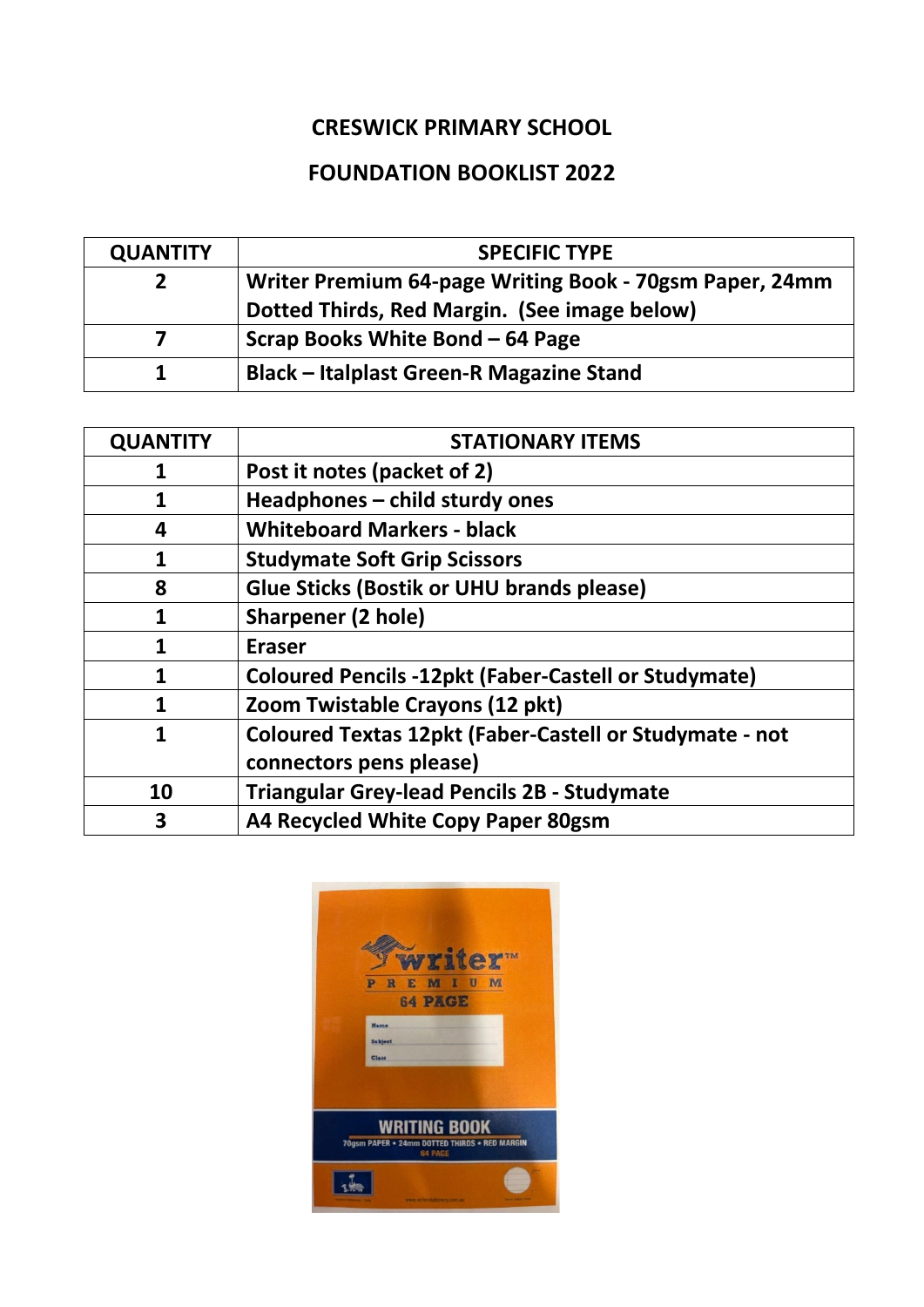# CRESWICK PRIMARY SCHOOL

## FOUNDATION BOOKLIST 2022

| QUANTITY | SPECIFIC TYPE |
| --- | --- |
| 2 | Writer Premium 64-page Writing Book - 70gsm Paper, 24mm Dotted Thirds, Red Margin. (See image below) |
| 7 | Scrap Books White Bond – 64 Page |
| 1 | Black – Italplast Green-R Magazine Stand |

| QUANTITY | STATIONARY ITEMS |
| --- | --- |
| 1 | Post it notes (packet of 2) |
| 1 | Headphones – child sturdy ones |
| 4 | Whiteboard Markers - black |
| 1 | Studymate Soft Grip Scissors |
| 8 | Glue Sticks (Bostik or UHU brands please) |
| 1 | Sharpener (2 hole) |
| 1 | Eraser |
| 1 | Coloured Pencils -12pkt (Faber-Castell or Studymate) |
| 1 | Zoom Twistable Crayons (12 pkt) |
| 1 | Coloured Textas 12pkt (Faber-Castell or Studymate - not connectors pens please) |
| 10 | Triangular Grey-lead Pencils 2B - Studymate |
| 3 | A4 Recycled White Copy Paper 80gsm |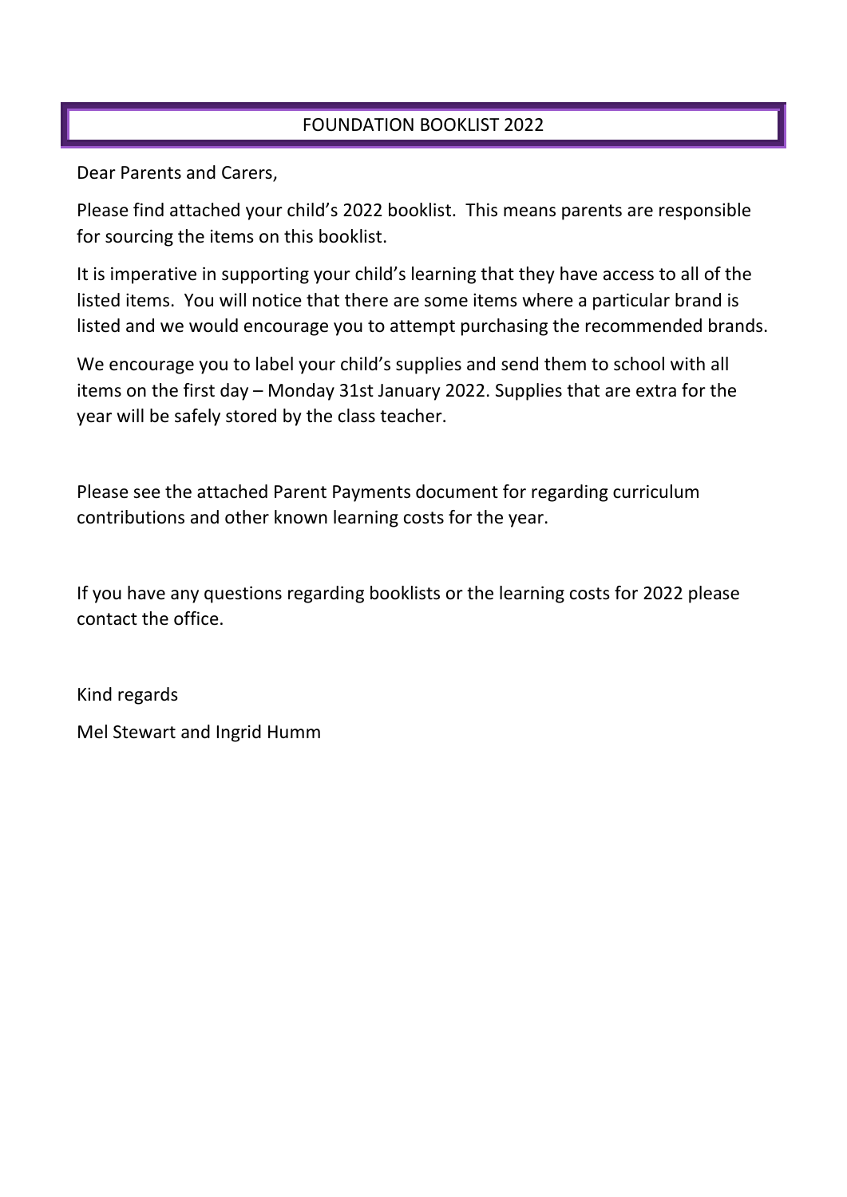# FOUNDATION BOOKLIST 2022

Dear Parents and Carers,

Please find attached your child's 2022 booklist. This means parents are responsible for sourcing the items on this booklist.

It is imperative in supporting your child's learning that they have access to all of the listed items. You will notice that there are some items where a particular brand is listed and we would encourage you to attempt purchasing the recommended brands.

We encourage you to label your child's supplies and send them to school with all items on the first day – Monday 31st January 2022. Supplies that are extra for the year will be safely stored by the class teacher.

Please see the attached Parent Payments document for regarding curriculum contributions and other known learning costs for the year.

If you have any questions regarding booklists or the learning costs for 2022 please contact the office.

Kind regards

Mel Stewart and Ingrid Humm